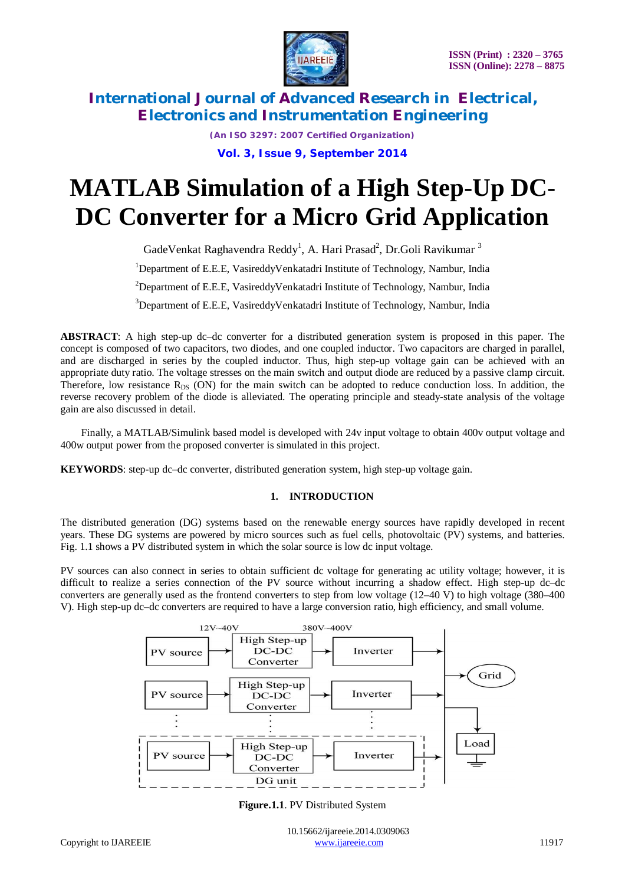# MATLAB Simulation of a High Step-Up DC-DC Converter for a Micro Grid Application

GadeVenkat Raghavendra Reddy[1], A. Hari Prasad[2], Dr.Goli Ravikumar [3]

[1]Department of E.E.E, VasireddyVenkatadri Institute of Technology, Nambur, India

[2]Department of E.E.E, VasireddyVenkatadri Institute of Technology, Nambur, India

[3]Department of E.E.E, VasireddyVenkatadri Institute of Technology, Nambur, India

**ABSTRACT**: A high step-up dc–dc converter for a distributed generation system is proposed in this paper. The concept is composed of two capacitors, two diodes, and one coupled inductor. Two capacitors are charged in parallel, and are discharged in series by the coupled inductor. Thus, high step-up voltage gain can be achieved with an appropriate duty ratio. The voltage stresses on the main switch and output diode are reduced by a passive clamp circuit. Therefore, low resistance $R_{DS}$ (ON) for the main switch can be adopted to reduce conduction loss. In addition, the reverse recovery problem of the diode is alleviated. The operating principle and steady-state analysis of the voltage gain are also discussed in detail.

Finally, a MATLAB/Simulink based model is developed with 24v input voltage to obtain 400v output voltage and 400w output power from the proposed converter is simulated in this project.

**KEYWORDS**: step-up dc–dc converter, distributed generation system, high step-up voltage gain.

## 1. INTRODUCTION

The distributed generation (DG) systems based on the renewable energy sources have rapidly developed in recent years. These DG systems are powered by micro sources such as fuel cells, photovoltaic (PV) systems, and batteries. Fig. 1.1 shows a PV distributed system in which the solar source is low dc input voltage.

PV sources can also connect in series to obtain sufficient dc voltage for generating ac utility voltage; however, it is difficult to realize a series connection of the PV source without incurring a shadow effect. High step-up dc–dc converters are generally used as the frontend converters to step from low voltage (12–40 V) to high voltage (380–400 V). High step-up dc–dc converters are required to have a large conversion ratio, high efficiency, and small volume.

12V~40V | 380V~400V

PV source → High Step-up DC-DC Converter → Inverter → Grid / Load

PV source → High Step-up DC-DC Converter → Inverter

PV source → High Step-up DC-DC Converter → Inverter (DG unit)

**Figure.1.1**. PV Distributed System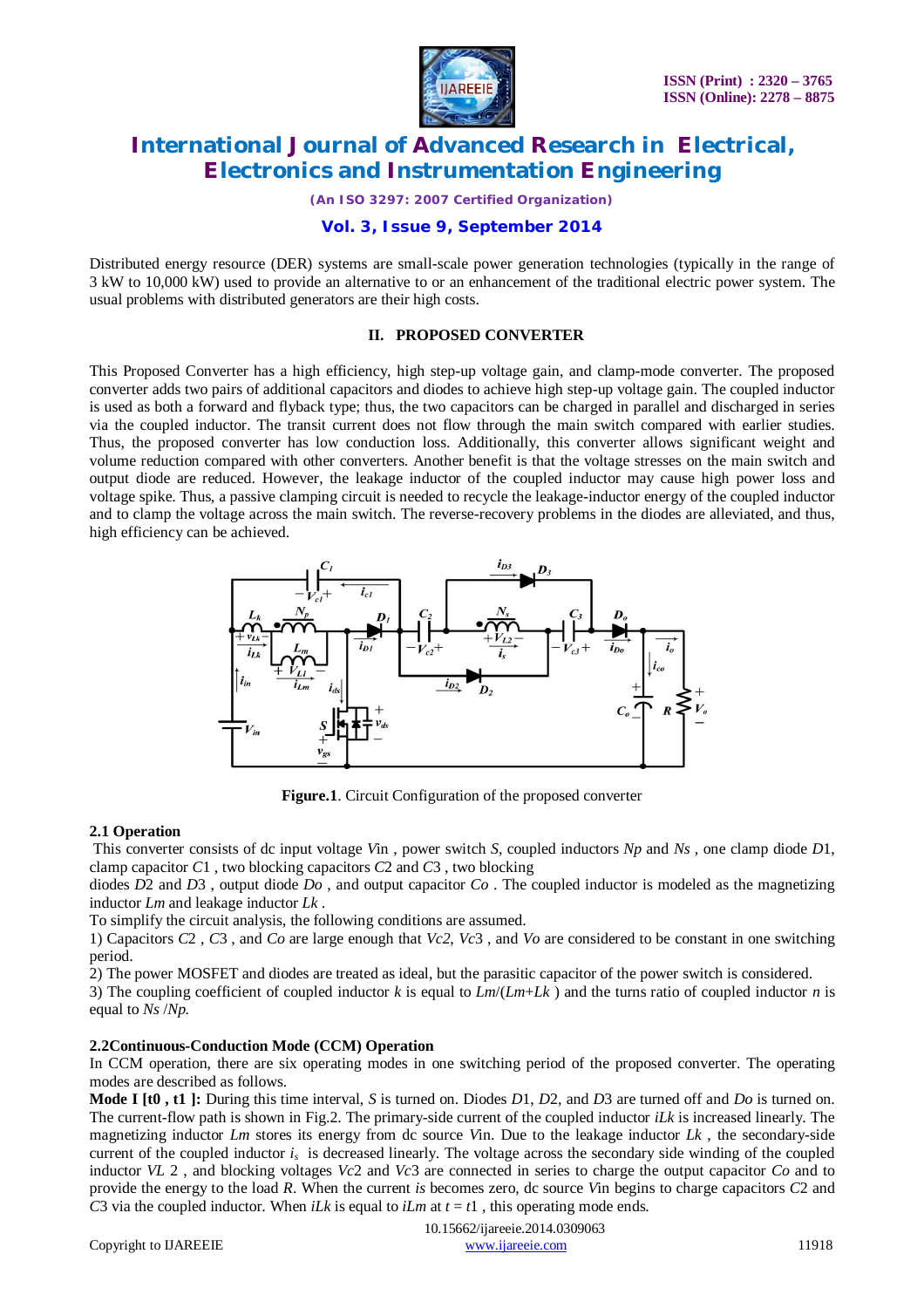Distributed energy resource (DER) systems are small-scale power generation technologies (typically in the range of 3 kW to 10,000 kW) used to provide an alternative to or an enhancement of the traditional electric power system. The usual problems with distributed generators are their high costs.

## II. PROPOSED CONVERTER

This Proposed Converter has a high efficiency, high step-up voltage gain, and clamp-mode converter. The proposed converter adds two pairs of additional capacitors and diodes to achieve high step-up voltage gain. The coupled inductor is used as both a forward and flyback type; thus, the two capacitors can be charged in parallel and discharged in series via the coupled inductor. The transit current does not flow through the main switch compared with earlier studies. Thus, the proposed converter has low conduction loss. Additionally, this converter allows significant weight and volume reduction compared with other converters. Another benefit is that the voltage stresses on the main switch and output diode are reduced. However, the leakage inductor of the coupled inductor may cause high power loss and voltage spike. Thus, a passive clamping circuit is needed to recycle the leakage-inductor energy of the coupled inductor and to clamp the voltage across the main switch. The reverse-recovery problems in the diodes are alleviated, and thus, high efficiency can be achieved.

**Figure.1**. Circuit Configuration of the proposed converter

### 2.1 Operation

This converter consists of dc input voltage *Vin* , power switch *S*, coupled inductors *Np* and *Ns* , one clamp diode *D*1, clamp capacitor *C*1 , two blocking capacitors *C*2 and *C*3 , two blocking diodes *D*2 and *D*3 , output diode *Do* , and output capacitor *Co* . The coupled inductor is modeled as the magnetizing inductor *Lm* and leakage inductor *Lk* .

To simplify the circuit analysis, the following conditions are assumed.

1) Capacitors *C*2 , *C*3 , and *Co* are large enough that *Vc*2, *Vc*3 , and *Vo* are considered to be constant in one switching period.

2) The power MOSFET and diodes are treated as ideal, but the parasitic capacitor of the power switch is considered.

3) The coupling coefficient of coupled inductor *k* is equal to *Lm*/(*Lm*+*Lk* ) and the turns ratio of coupled inductor *n* is equal to *Ns* /*Np*.

### 2.2 Continuous-Conduction Mode (CCM) Operation

In CCM operation, there are six operating modes in one switching period of the proposed converter. The operating modes are described as follows.

**Mode I [t0 , t1 ]:** During this time interval, *S* is turned on. Diodes *D*1, *D*2, and *D*3 are turned off and *Do* is turned on. The current-flow path is shown in Fig.2. The primary-side current of the coupled inductor *iLk* is increased linearly. The magnetizing inductor *Lm* stores its energy from dc source *Vin*. Due to the leakage inductor *Lk* , the secondary-side current of the coupled inductor $i_s$ is decreased linearly. The voltage across the secondary side winding of the coupled inductor *VL* 2 , and blocking voltages *Vc*2 and *Vc*3 are connected in series to charge the output capacitor *Co* and to provide the energy to the load *R*. When the current *is* becomes zero, dc source *Vin* begins to charge capacitors *C*2 and *C*3 via the coupled inductor. When *iLk* is equal to *iLm* at *t* = *t*1 , this operating mode ends.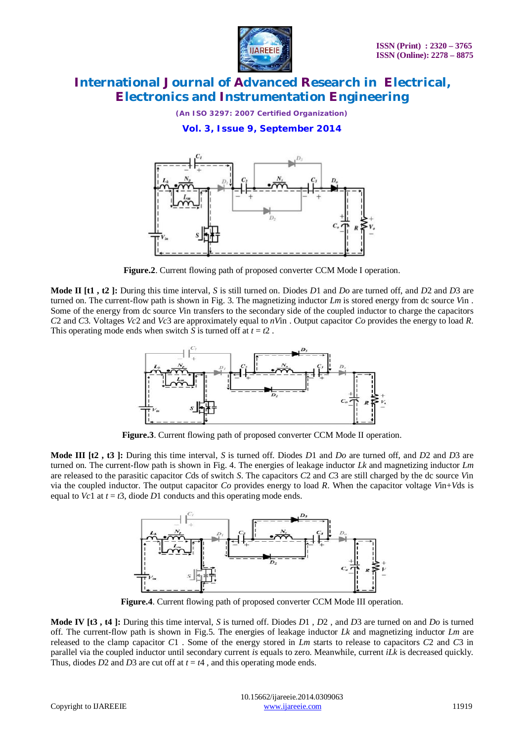**Figure.2**. Current flowing path of proposed converter CCM Mode I operation.

**Mode II [t1 , t2 ]:** During this time interval, *S* is still turned on. Diodes *D*1 and *Do* are turned off, and *D*2 and *D*3 are turned on. The current-flow path is shown in Fig. 3. The magnetizing inductor *Lm* is stored energy from dc source *V*in . Some of the energy from dc source *V*in transfers to the secondary side of the coupled inductor to charge the capacitors *C*2 and *C*3. Voltages *Vc*2 and *Vc*3 are approximately equal to *nV*in . Output capacitor *Co* provides the energy to load *R*. This operating mode ends when switch *S* is turned off at *t* = *t*2 .

**Figure.3**. Current flowing path of proposed converter CCM Mode II operation.

**Mode III [t2 , t3 ]:** During this time interval, *S* is turned off. Diodes *D*1 and *Do* are turned off, and *D*2 and *D*3 are turned on. The current-flow path is shown in Fig. 4. The energies of leakage inductor *Lk* and magnetizing inductor *Lm* are released to the parasitic capacitor *C*ds of switch *S*. The capacitors *C*2 and *C*3 are still charged by the dc source *V*in via the coupled inductor. The output capacitor *Co* provides energy to load *R*. When the capacitor voltage *V*in+*V*ds is equal to *Vc*1 at *t* = *t*3, diode *D*1 conducts and this operating mode ends.

**Figure.4**. Current flowing path of proposed converter CCM Mode III operation.

**Mode IV [t3 , t4 ]:** During this time interval, *S* is turned off. Diodes *D*1 , *D*2 , and *D*3 are turned on and *Do* is turned off. The current-flow path is shown in Fig.5. The energies of leakage inductor *Lk* and magnetizing inductor *Lm* are released to the clamp capacitor *C*1 . Some of the energy stored in *Lm* starts to release to capacitors *C*2 and *C*3 in parallel via the coupled inductor until secondary current *is* equals to zero. Meanwhile, current *iLk* is decreased quickly. Thus, diodes *D*2 and *D*3 are cut off at *t* = *t*4 , and this operating mode ends.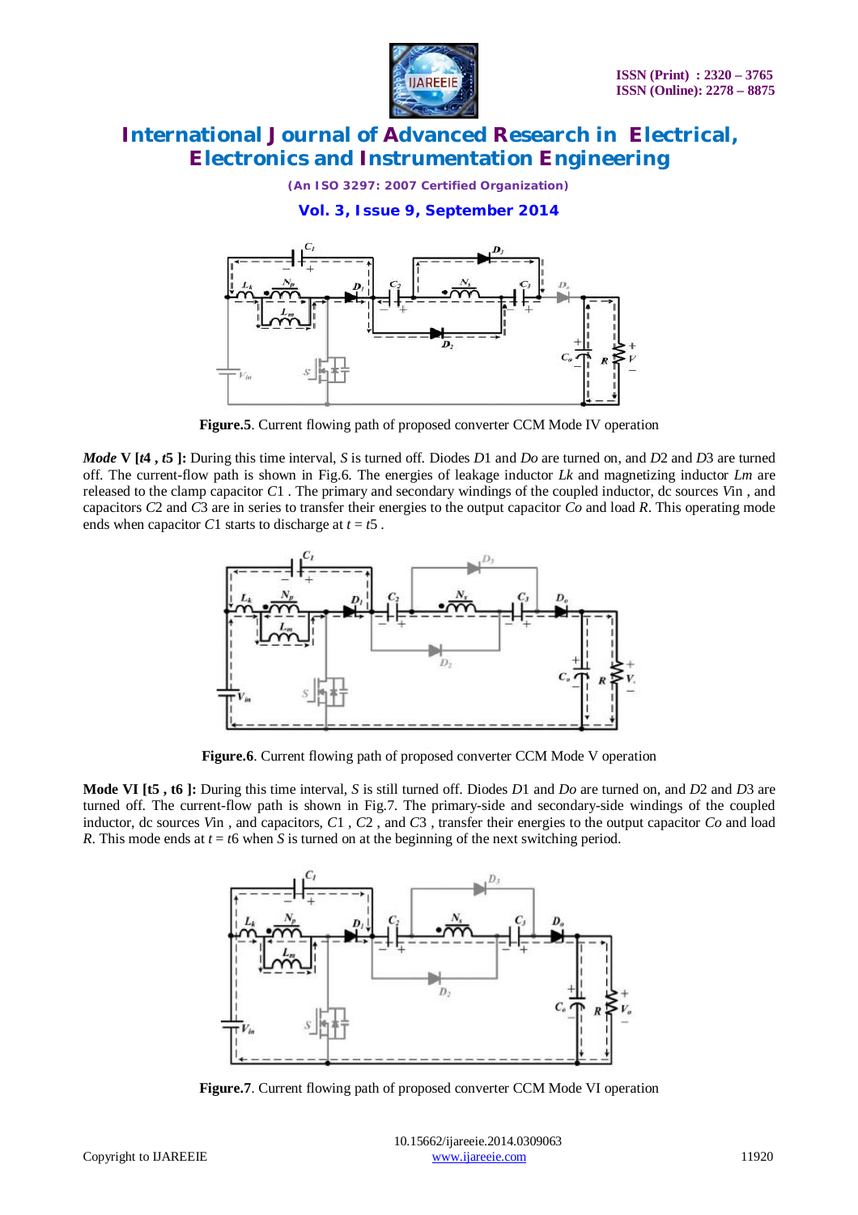Figure.5. Current flowing path of proposed converter CCM Mode IV operation

***Mode* V [*t*4 , *t*5 ]:** During this time interval, *S* is turned off. Diodes *D*1 and *Do* are turned on, and *D*2 and *D*3 are turned off. The current-flow path is shown in Fig.6. The energies of leakage inductor *Lk* and magnetizing inductor *Lm* are released to the clamp capacitor *C*1 . The primary and secondary windings of the coupled inductor, dc sources *V*in , and capacitors *C*2 and *C*3 are in series to transfer their energies to the output capacitor *Co* and load *R*. This operating mode ends when capacitor *C*1 starts to discharge at $t = t5$ .

Figure.6. Current flowing path of proposed converter CCM Mode V operation

**Mode VI [t5 , t6 ]:** During this time interval, *S* is still turned off. Diodes *D*1 and *Do* are turned on, and *D*2 and *D*3 are turned off. The current-flow path is shown in Fig.7. The primary-side and secondary-side windings of the coupled inductor, dc sources *V*in , and capacitors, *C*1 , *C*2 , and *C*3 , transfer their energies to the output capacitor *Co* and load *R*. This mode ends at $t = t6$ when *S* is turned on at the beginning of the next switching period.

Figure.7. Current flowing path of proposed converter CCM Mode VI operation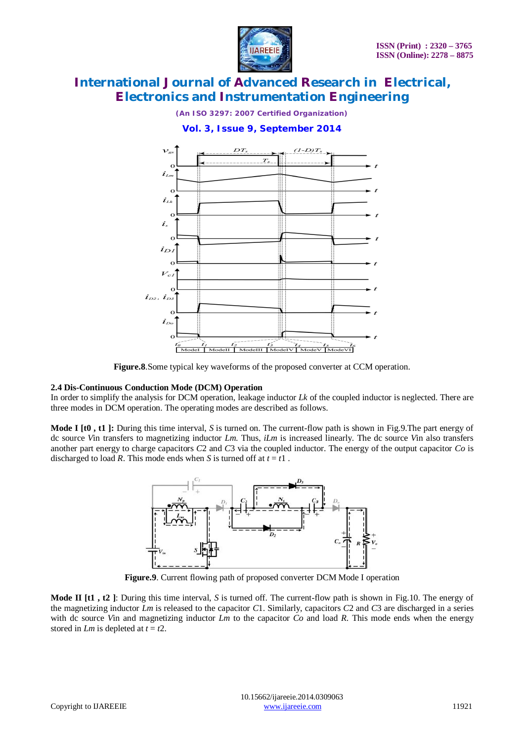**Figure.8**.Some typical key waveforms of the proposed converter at CCM operation.

### 2.4 Dis-Continuous Conduction Mode (DCM) Operation

In order to simplify the analysis for DCM operation, leakage inductor $L_k$ of the coupled inductor is neglected. There are three modes in DCM operation. The operating modes are described as follows.

**Mode I [t0 , t1 ]:** During this time interval, $S$ is turned on. The current-flow path is shown in Fig.9.The part energy of dc source $V_{in}$ transfers to magnetizing inductor $L_m$. Thus, $i_{Lm}$ is increased linearly. The dc source $V_{in}$ also transfers another part energy to charge capacitors $C2$ and $C3$ via the coupled inductor. The energy of the output capacitor $C_o$ is discharged to load $R$. This mode ends when $S$ is turned off at $t = t1$ .

**Figure.9**. Current flowing path of proposed converter DCM Mode I operation

**Mode II [t1 , t2 ]**: During this time interval, $S$ is turned off. The current-flow path is shown in Fig.10. The energy of the magnetizing inductor $L_m$ is released to the capacitor $C1$. Similarly, capacitors $C2$ and $C3$ are discharged in a series with dc source $V_{in}$ and magnetizing inductor $L_m$ to the capacitor $C_o$ and load $R$. This mode ends when the energy stored in $L_m$ is depleted at $t = t2$.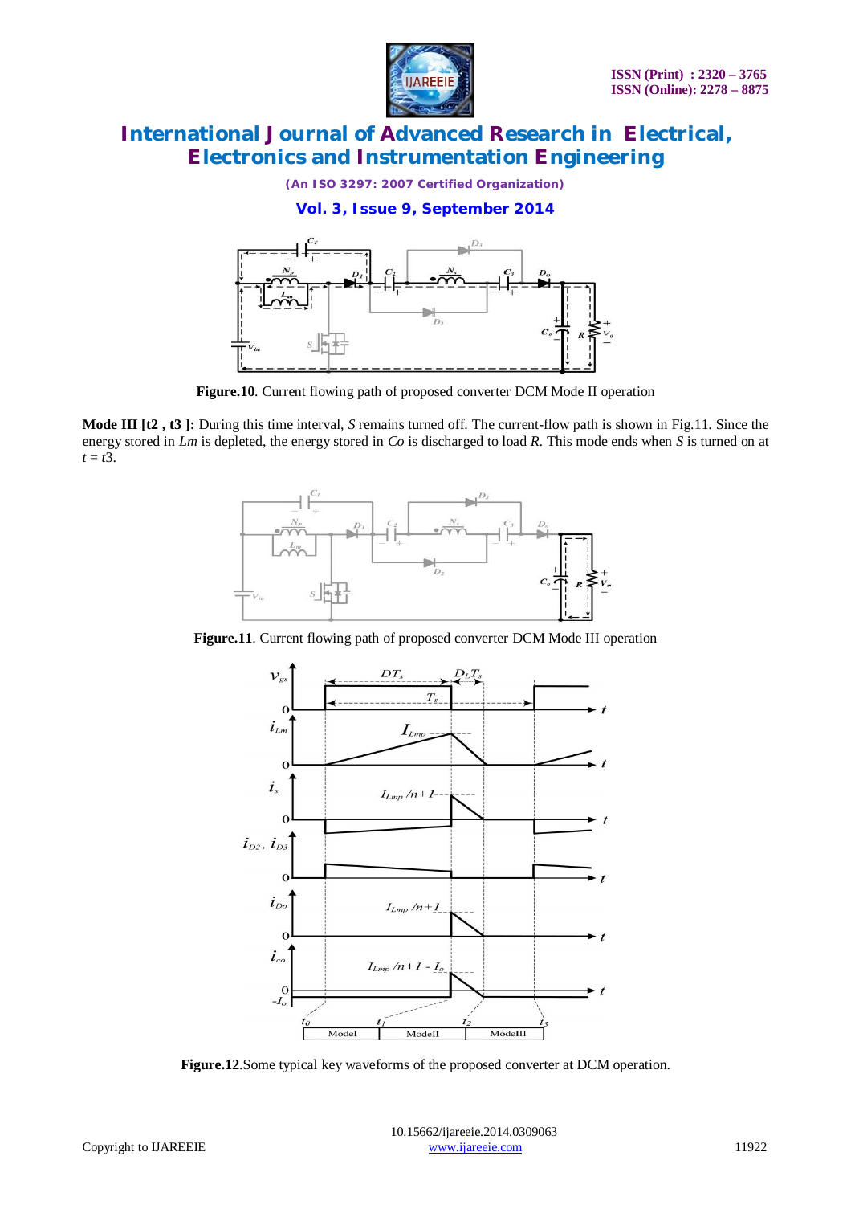Figure.10. Current flowing path of proposed converter DCM Mode II operation

**Mode III [t2 , t3 ]:** During this time interval, *S* remains turned off. The current-flow path is shown in Fig.11. Since the energy stored in *Lm* is depleted, the energy stored in *Co* is discharged to load *R*. This mode ends when *S* is turned on at $t = t3$.

Figure.11. Current flowing path of proposed converter DCM Mode III operation

Figure.12.Some typical key waveforms of the proposed converter at DCM operation.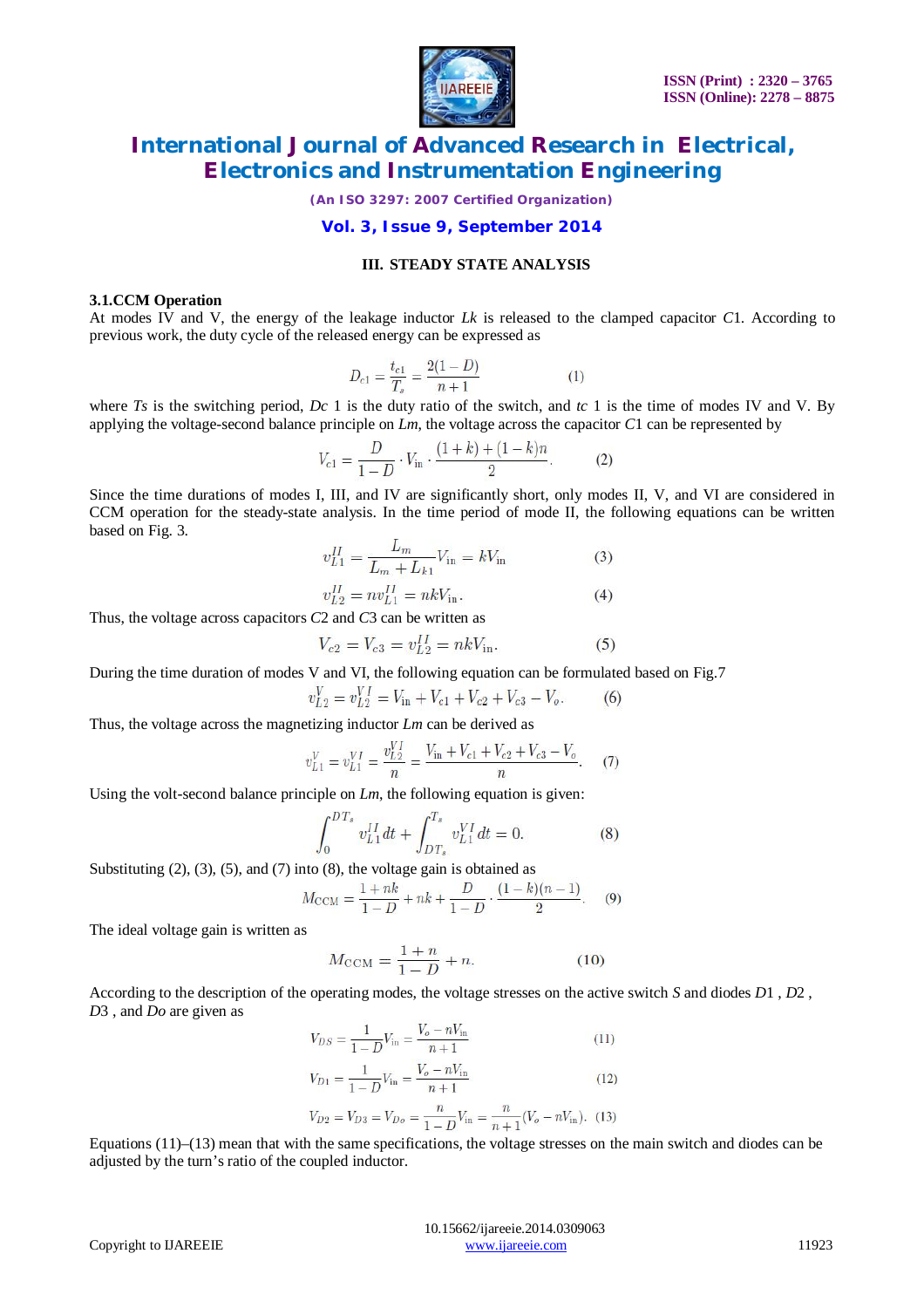### III. STEADY STATE ANALYSIS

#### 3.1.CCM Operation

At modes IV and V, the energy of the leakage inductor $L_k$ is released to the clamped capacitor $C1$. According to previous work, the duty cycle of the released energy can be expressed as

$$D_{c1} = \frac{t_{c1}}{T_s} = \frac{2(1-D)}{n+1} \qquad (1)$$

where $T_s$ is the switching period, $D_{c1}$ is the duty ratio of the switch, and $t_{c1}$ is the time of modes IV and V. By applying the voltage-second balance principle on $L_m$, the voltage across the capacitor $C1$ can be represented by

$$V_{c1} = \frac{D}{1-D} \cdot V_{\text{in}} \cdot \frac{(1+k)+(1-k)n}{2}. \qquad (2)$$

Since the time durations of modes I, III, and IV are significantly short, only modes II, V, and VI are considered in CCM operation for the steady-state analysis. In the time period of mode II, the following equations can be written based on Fig. 3.

$$v_{L1}^{II} = \frac{L_m}{L_m + L_{k1}} V_{\text{in}} = kV_{\text{in}} \qquad (3)$$

$$v_{L2}^{II} = nv_{L1}^{II} = nkV_{\text{in}}. \qquad (4)$$

Thus, the voltage across capacitors $C2$ and $C3$ can be written as

$$V_{c2} = V_{c3} = v_{L2}^{II} = nkV_{\text{in}}. \qquad (5)$$

During the time duration of modes V and VI, the following equation can be formulated based on Fig.7

$$v_{L2}^{V} = v_{L2}^{VI} = V_{\text{in}} + V_{c1} + V_{c2} + V_{c3} - V_o. \qquad (6)$$

Thus, the voltage across the magnetizing inductor $L_m$ can be derived as

$$v_{L1}^{V} = v_{L1}^{VI} = \frac{v_{L2}^{VI}}{n} = \frac{V_{\text{in}} + V_{c1} + V_{c2} + V_{c3} - V_o}{n}. \qquad (7)$$

Using the volt-second balance principle on $L_m$, the following equation is given:

$$\int_0^{DT_s} v_{L1}^{II}\, dt + \int_{DT_s}^{T_s} v_{L1}^{VI}\, dt = 0. \qquad (8)$$

Substituting (2), (3), (5), and (7) into (8), the voltage gain is obtained as

$$M_{\text{CCM}} = \frac{1+nk}{1-D} + nk + \frac{D}{1-D} \cdot \frac{(1-k)(n-1)}{2}. \qquad (9)$$

The ideal voltage gain is written as

$$M_{\text{CCM}} = \frac{1+n}{1-D} + n. \qquad (10)$$

According to the description of the operating modes, the voltage stresses on the active switch $S$ and diodes $D1$, $D2$, $D3$, and $Do$ are given as

$$V_{DS} = \frac{1}{1-D} V_{\text{in}} = \frac{V_o - nV_{\text{in}}}{n+1} \qquad (11)$$

$$V_{D1} = \frac{1}{1-D} V_{\text{in}} = \frac{V_o - nV_{\text{in}}}{n+1} \qquad (12)$$

$$V_{D2} = V_{D3} = V_{Do} = \frac{n}{1-D} V_{\text{in}} = \frac{n}{n+1}(V_o - nV_{\text{in}}). \qquad (13)$$

Equations (11)–(13) mean that with the same specifications, the voltage stresses on the main switch and diodes can be adjusted by the turn's ratio of the coupled inductor.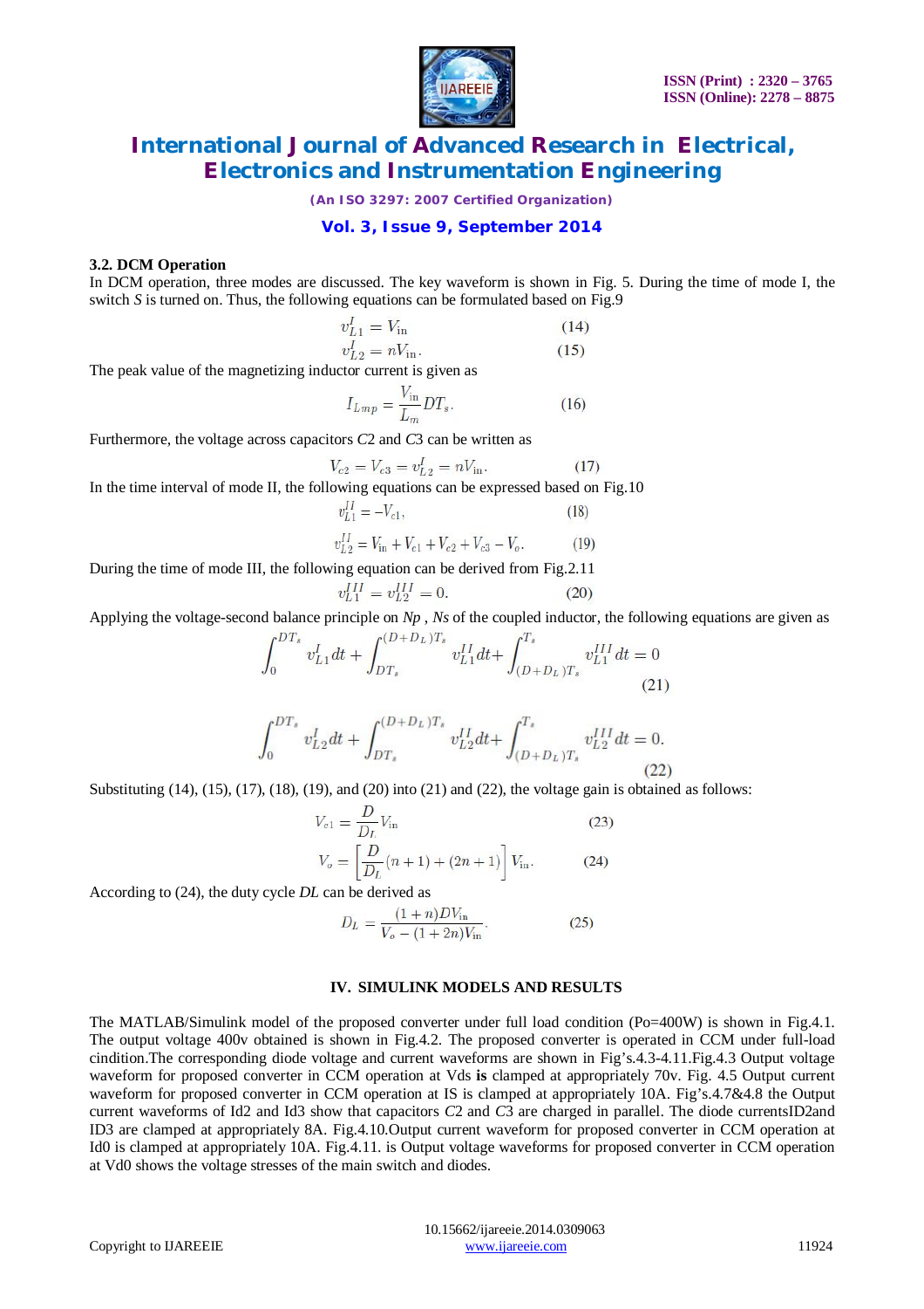### 3.2. DCM Operation

In DCM operation, three modes are discussed. The key waveform is shown in Fig. 5. During the time of mode I, the switch *S* is turned on. Thus, the following equations can be formulated based on Fig.9

$$v_{L1}^{I} = V_{\text{in}} \quad (14)$$

$$v_{L2}^{I} = nV_{\text{in}}. \quad (15)$$

The peak value of the magnetizing inductor current is given as

$$I_{Lmp} = \frac{V_{\text{in}}}{L_m} DT_s. \quad (16)$$

Furthermore, the voltage across capacitors *C*2 and *C*3 can be written as

$$V_{c2} = V_{c3} = v_{L2}^{I} = nV_{\text{in}}. \quad (17)$$

In the time interval of mode II, the following equations can be expressed based on Fig.10

$$v_{L1}^{II} = -V_{c1}, \quad (18)$$

$$v_{L2}^{II} = V_{\text{in}} + V_{c1} + V_{c2} + V_{c3} - V_o. \quad (19)$$

During the time of mode III, the following equation can be derived from Fig.2.11

$$v_{L1}^{III} = v_{L2}^{III} = 0. \quad (20)$$

Applying the voltage-second balance principle on *Np* , *Ns* of the coupled inductor, the following equations are given as

$$\int_0^{DT_s} v_{L1}^{I} dt + \int_{DT_s}^{(D+D_L)T_s} v_{L1}^{II} dt + \int_{(D+D_L)T_s}^{T_s} v_{L1}^{III} dt = 0 \quad (21)$$

$$\int_0^{DT_s} v_{L2}^{I} dt + \int_{DT_s}^{(D+D_L)T_s} v_{L2}^{II} dt + \int_{(D+D_L)T_s}^{T_s} v_{L2}^{III} dt = 0. \quad (22)$$

Substituting (14), (15), (17), (18), (19), and (20) into (21) and (22), the voltage gain is obtained as follows:

$$V_{c1} = \frac{D}{D_L} V_{\text{in}} \quad (23)$$

$$V_o = \left[\frac{D}{D_L}(n+1) + (2n+1)\right] V_{\text{in}}. \quad (24)$$

According to (24), the duty cycle *DL* can be derived as

$$D_L = \frac{(1+n)DV_{\text{in}}}{V_o - (1+2n)V_{\text{in}}}. \quad (25)$$

## IV. SIMULINK MODELS AND RESULTS

The MATLAB/Simulink model of the proposed converter under full load condition (Po=400W) is shown in Fig.4.1. The output voltage 400v obtained is shown in Fig.4.2. The proposed converter is operated in CCM under full-load cindition.The corresponding diode voltage and current waveforms are shown in Fig's.4.3-4.11.Fig.4.3 Output voltage waveform for proposed converter in CCM operation at Vds **is** clamped at appropriately 70v. Fig. 4.5 Output current waveform for proposed converter in CCM operation at IS is clamped at appropriately 10A. Fig's.4.7&4.8 the Output current waveforms of Id2 and Id3 show that capacitors *C*2 and *C*3 are charged in parallel. The diode currentsID2and ID3 are clamped at appropriately 8A. Fig.4.10.Output current waveform for proposed converter in CCM operation at Id0 is clamped at appropriately 10A. Fig.4.11. is Output voltage waveforms for proposed converter in CCM operation at Vd0 shows the voltage stresses of the main switch and diodes.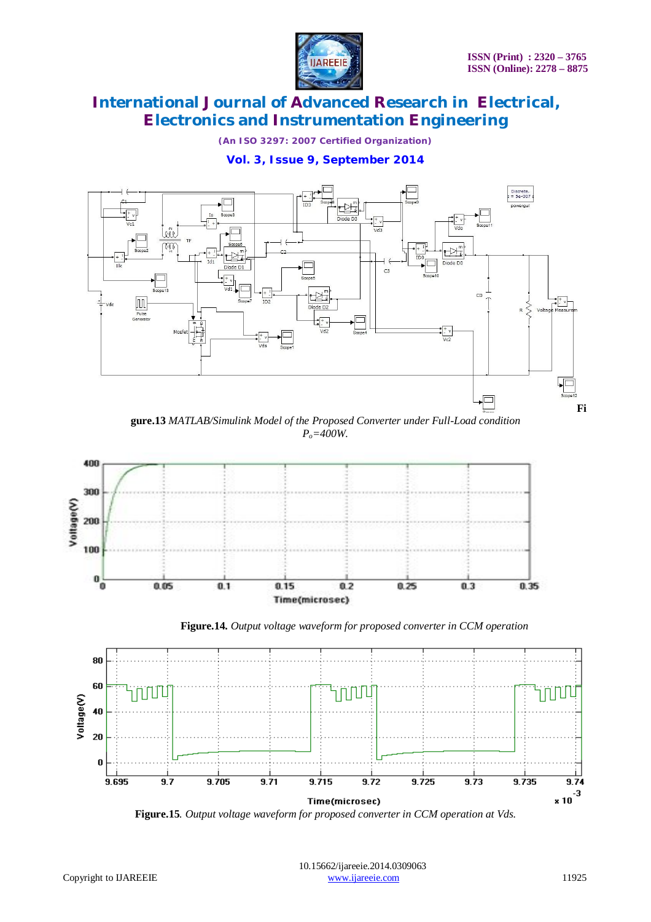Fi**gure.13** *MATLAB/Simulink Model of the Proposed Converter under Full-Load condition $P_o$=400W.*

**Figure.14.** *Output voltage waveform for proposed converter in CCM operation*

**Figure.15**. *Output voltage waveform for proposed converter in CCM operation at Vds.*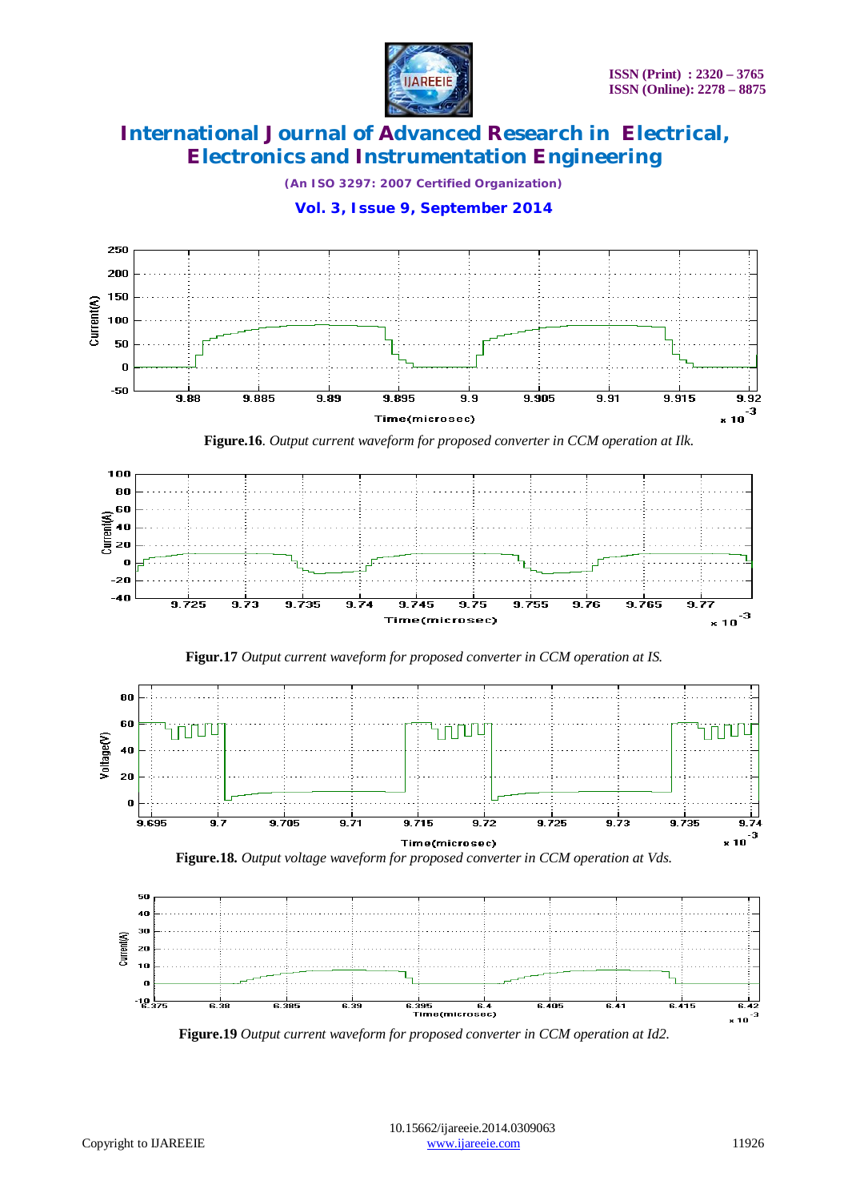**Figure.16**. *Output current waveform for proposed converter in CCM operation at Ilk.*

**Figur.17** *Output current waveform for proposed converter in CCM operation at IS.*

**Figure.18.** *Output voltage waveform for proposed converter in CCM operation at Vds.*

**Figure.19** *Output current waveform for proposed converter in CCM operation at Id2.*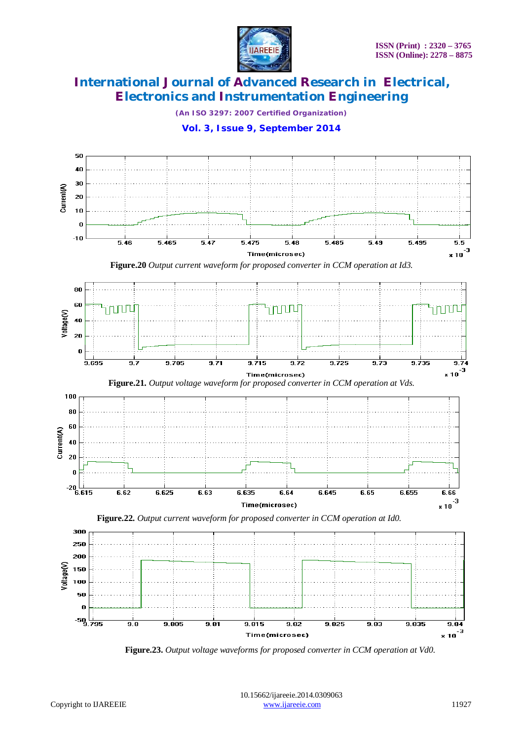**Figure.20** *Output current waveform for proposed converter in CCM operation at Id3.*

**Figure.21.** *Output voltage waveform for proposed converter in CCM operation at Vds.*

**Figure.22.** *Output current waveform for proposed converter in CCM operation at Id0.*

**Figure.23.** *Output voltage waveforms for proposed converter in CCM operation at Vd0.*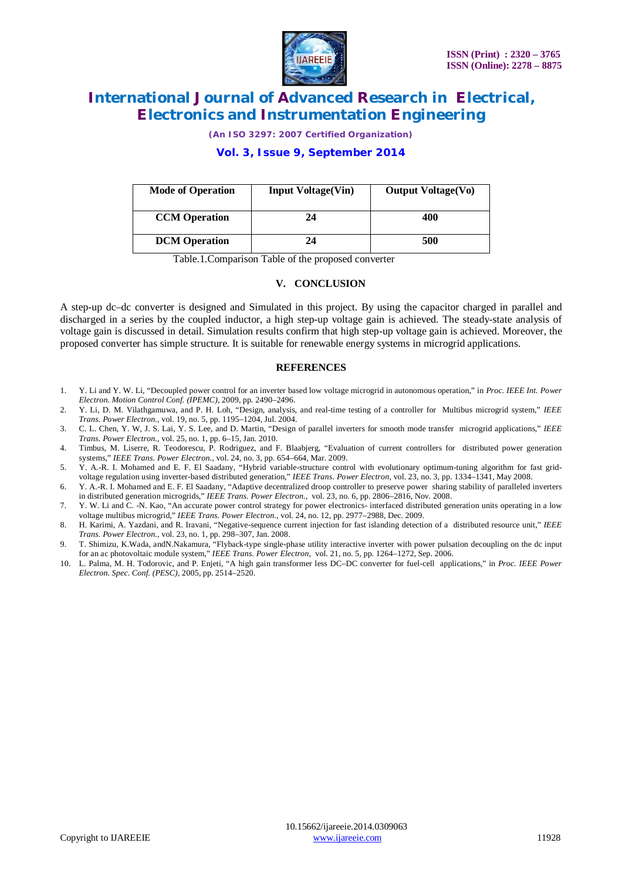| Mode of Operation | Input Voltage(Vin) | Output Voltage(Vo) |
|---|---|---|
| **CCM Operation** | **24** | **400** |
| **DCM Operation** | **24** | **500** |

Table.1.Comparison Table of the proposed converter

## V. CONCLUSION

A step-up dc–dc converter is designed and Simulated in this project. By using the capacitor charged in parallel and discharged in a series by the coupled inductor, a high step-up voltage gain is achieved. The steady-state analysis of voltage gain is discussed in detail. Simulation results confirm that high step-up voltage gain is achieved. Moreover, the proposed converter has simple structure. It is suitable for renewable energy systems in microgrid applications.

## REFERENCES

1. Y. Li and Y. W. Li, "Decoupled power control for an inverter based low voltage microgrid in autonomous operation," in *Proc. IEEE Int. Power Electron. Motion Control Conf. (IPEMC)*, 2009, pp. 2490–2496.
2. Y. Li, D. M. Vilathgamuwa, and P. H. Loh, "Design, analysis, and real-time testing of a controller for Multibus microgrid system," *IEEE Trans. Power Electron.*, vol. 19, no. 5, pp. 1195–1204, Jul. 2004.
3. C. L. Chen, Y. W, J. S. Lai, Y. S. Lee, and D. Martin, "Design of parallel inverters for smooth mode transfer microgrid applications," *IEEE Trans. Power Electron.*, vol. 25, no. 1, pp. 6–15, Jan. 2010.
4. Timbus, M. Liserre, R. Teodorescu, P. Rodriguez, and F. Blaabjerg, "Evaluation of current controllers for distributed power generation systems," *IEEE Trans. Power Electron.*, vol. 24, no. 3, pp. 654–664, Mar. 2009.
5. Y. A.-R. I. Mohamed and E. F. El Saadany, "Hybrid variable-structure control with evolutionary optimum-tuning algorithm for fast grid-voltage regulation using inverter-based distributed generation," *IEEE Trans. Power Electron*, vol. 23, no. 3, pp. 1334–1341, May 2008.
6. Y. A.-R. I. Mohamed and E. F. El Saadany, "Adaptive decentralized droop controller to preserve power sharing stability of paralleled inverters in distributed generation microgrids," *IEEE Trans. Power Electron.*, vol. 23, no. 6, pp. 2806–2816, Nov. 2008.
7. Y. W. Li and C. -N. Kao, "An accurate power control strategy for power electronics- interfaced distributed generation units operating in a low voltage multibus microgrid," *IEEE Trans. Power Electron.*, vol. 24, no. 12, pp. 2977–2988, Dec. 2009.
8. H. Karimi, A. Yazdani, and R. Iravani, "Negative-sequence current injection for fast islanding detection of a distributed resource unit," *IEEE Trans. Power Electron.*, vol. 23, no. 1, pp. 298–307, Jan. 2008.
9. T. Shimizu, K.Wada, andN.Nakamura, "Flyback-type single-phase utility interactive inverter with power pulsation decoupling on the dc input for an ac photovoltaic module system," *IEEE Trans. Power Electron*, vol. 21, no. 5, pp. 1264–1272, Sep. 2006.
10. L. Palma, M. H. Todorovic, and P. Enjeti, "A high gain transformer less DC–DC converter for fuel-cell applications," in *Proc. IEEE Power Electron. Spec. Conf. (PESC)*, 2005, pp. 2514–2520.